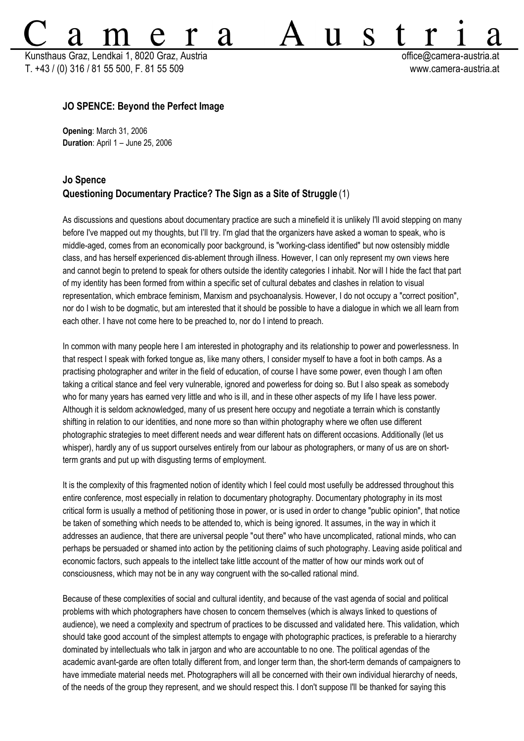# Camera Austria

Kunsthaus Graz, Lendkai 1, 8020 Graz, Austria
T. +43 / (0) 316 / 81 55 500, F. 81 55 509

office@camera-austria.at
www.camera-austria.at

## JO SPENCE: Beyond the Perfect Image

**Opening**: March 31, 2006
**Duration**: April 1 – June 25, 2006

## Jo Spence
## Questioning Documentary Practice? The Sign as a Site of Struggle (1)

As discussions and questions about documentary practice are such a minefield it is unlikely I'll avoid stepping on many before I've mapped out my thoughts, but I'll try. I'm glad that the organizers have asked a woman to speak, who is middle-aged, comes from an economically poor background, is "working-class identified" but now ostensibly middle class, and has herself experienced dis-ablement through illness. However, I can only represent my own views here and cannot begin to pretend to speak for others outside the identity categories I inhabit. Nor will I hide the fact that part of my identity has been formed from within a specific set of cultural debates and clashes in relation to visual representation, which embrace feminism, Marxism and psychoanalysis. However, I do not occupy a "correct position", nor do I wish to be dogmatic, but am interested that it should be possible to have a dialogue in which we all learn from each other. I have not come here to be preached to, nor do I intend to preach.

In common with many people here I am interested in photography and its relationship to power and powerlessness. In that respect I speak with forked tongue as, like many others, I consider myself to have a foot in both camps. As a practising photographer and writer in the field of education, of course I have some power, even though I am often taking a critical stance and feel very vulnerable, ignored and powerless for doing so. But I also speak as somebody who for many years has earned very little and who is ill, and in these other aspects of my life I have less power. Although it is seldom acknowledged, many of us present here occupy and negotiate a terrain which is constantly shifting in relation to our identities, and none more so than within photography where we often use different photographic strategies to meet different needs and wear different hats on different occasions. Additionally (let us whisper), hardly any of us support ourselves entirely from our labour as photographers, or many of us are on short-term grants and put up with disgusting terms of employment.

It is the complexity of this fragmented notion of identity which I feel could most usefully be addressed throughout this entire conference, most especially in relation to documentary photography. Documentary photography in its most critical form is usually a method of petitioning those in power, or is used in order to change "public opinion", that notice be taken of something which needs to be attended to, which is being ignored. It assumes, in the way in which it addresses an audience, that there are universal people "out there" who have uncomplicated, rational minds, who can perhaps be persuaded or shamed into action by the petitioning claims of such photography. Leaving aside political and economic factors, such appeals to the intellect take little account of the matter of how our minds work out of consciousness, which may not be in any way congruent with the so-called rational mind.

Because of these complexities of social and cultural identity, and because of the vast agenda of social and political problems with which photographers have chosen to concern themselves (which is always linked to questions of audience), we need a complexity and spectrum of practices to be discussed and validated here. This validation, which should take good account of the simplest attempts to engage with photographic practices, is preferable to a hierarchy dominated by intellectuals who talk in jargon and who are accountable to no one. The political agendas of the academic avant-garde are often totally different from, and longer term than, the short-term demands of campaigners to have immediate material needs met. Photographers will all be concerned with their own individual hierarchy of needs, of the needs of the group they represent, and we should respect this. I don't suppose I'll be thanked for saying this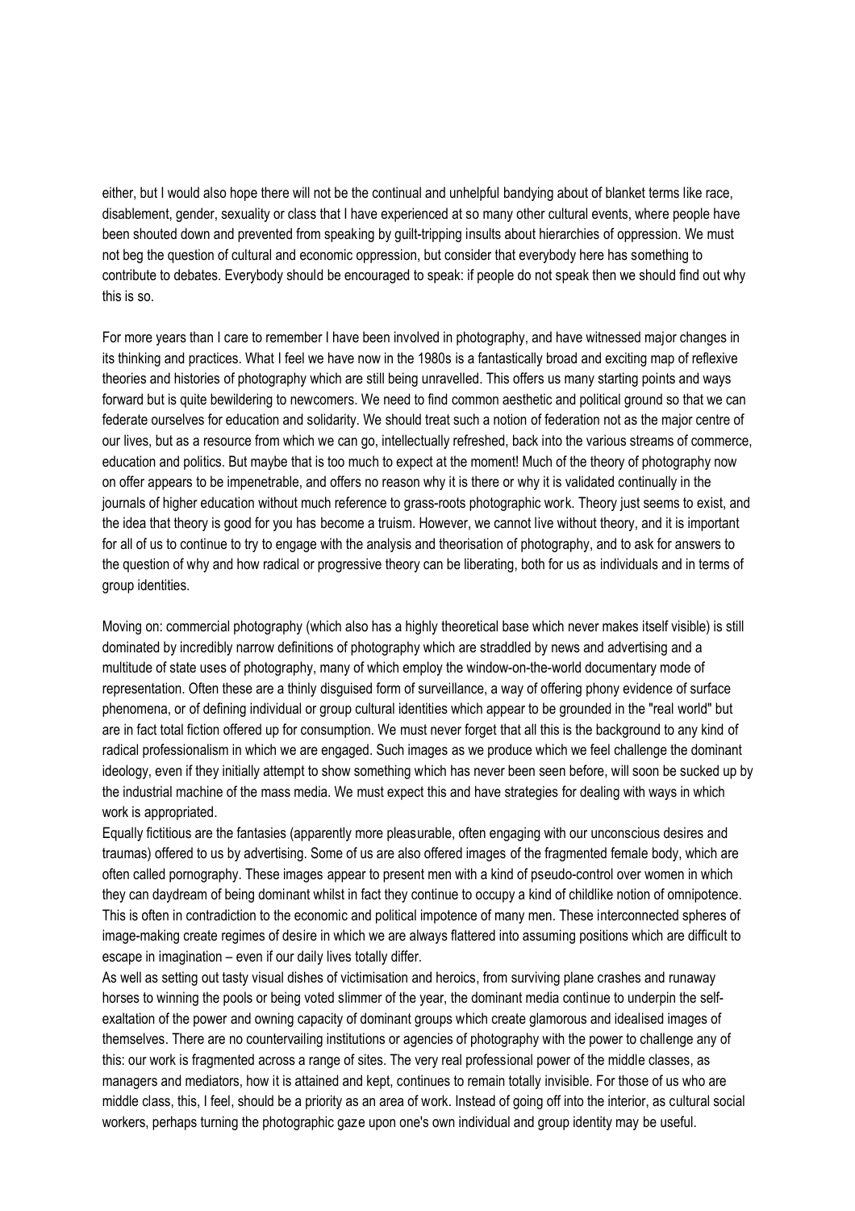either, but I would also hope there will not be the continual and unhelpful bandying about of blanket terms like race, disablement, gender, sexuality or class that I have experienced at so many other cultural events, where people have been shouted down and prevented from speaking by guilt-tripping insults about hierarchies of oppression. We must not beg the question of cultural and economic oppression, but consider that everybody here has something to contribute to debates. Everybody should be encouraged to speak: if people do not speak then we should find out why this is so.

For more years than I care to remember I have been involved in photography, and have witnessed major changes in its thinking and practices. What I feel we have now in the 1980s is a fantastically broad and exciting map of reflexive theories and histories of photography which are still being unravelled. This offers us many starting points and ways forward but is quite bewildering to newcomers. We need to find common aesthetic and political ground so that we can federate ourselves for education and solidarity. We should treat such a notion of federation not as the major centre of our lives, but as a resource from which we can go, intellectually refreshed, back into the various streams of commerce, education and politics. But maybe that is too much to expect at the moment! Much of the theory of photography now on offer appears to be impenetrable, and offers no reason why it is there or why it is validated continually in the journals of higher education without much reference to grass-roots photographic work. Theory just seems to exist, and the idea that theory is good for you has become a truism. However, we cannot live without theory, and it is important for all of us to continue to try to engage with the analysis and theorisation of photography, and to ask for answers to the question of why and how radical or progressive theory can be liberating, both for us as individuals and in terms of group identities.

Moving on: commercial photography (which also has a highly theoretical base which never makes itself visible) is still dominated by incredibly narrow definitions of photography which are straddled by news and advertising and a multitude of state uses of photography, many of which employ the window-on-the-world documentary mode of representation. Often these are a thinly disguised form of surveillance, a way of offering phony evidence of surface phenomena, or of defining individual or group cultural identities which appear to be grounded in the "real world" but are in fact total fiction offered up for consumption. We must never forget that all this is the background to any kind of radical professionalism in which we are engaged. Such images as we produce which we feel challenge the dominant ideology, even if they initially attempt to show something which has never been seen before, will soon be sucked up by the industrial machine of the mass media. We must expect this and have strategies for dealing with ways in which work is appropriated.

Equally fictitious are the fantasies (apparently more pleasurable, often engaging with our unconscious desires and traumas) offered to us by advertising. Some of us are also offered images of the fragmented female body, which are often called pornography. These images appear to present men with a kind of pseudo-control over women in which they can daydream of being dominant whilst in fact they continue to occupy a kind of childlike notion of omnipotence. This is often in contradiction to the economic and political impotence of many men. These interconnected spheres of image-making create regimes of desire in which we are always flattered into assuming positions which are difficult to escape in imagination – even if our daily lives totally differ.

As well as setting out tasty visual dishes of victimisation and heroics, from surviving plane crashes and runaway horses to winning the pools or being voted slimmer of the year, the dominant media continue to underpin the self-exaltation of the power and owning capacity of dominant groups which create glamorous and idealised images of themselves. There are no countervailing institutions or agencies of photography with the power to challenge any of this: our work is fragmented across a range of sites. The very real professional power of the middle classes, as managers and mediators, how it is attained and kept, continues to remain totally invisible. For those of us who are middle class, this, I feel, should be a priority as an area of work. Instead of going off into the interior, as cultural social workers, perhaps turning the photographic gaze upon one's own individual and group identity may be useful.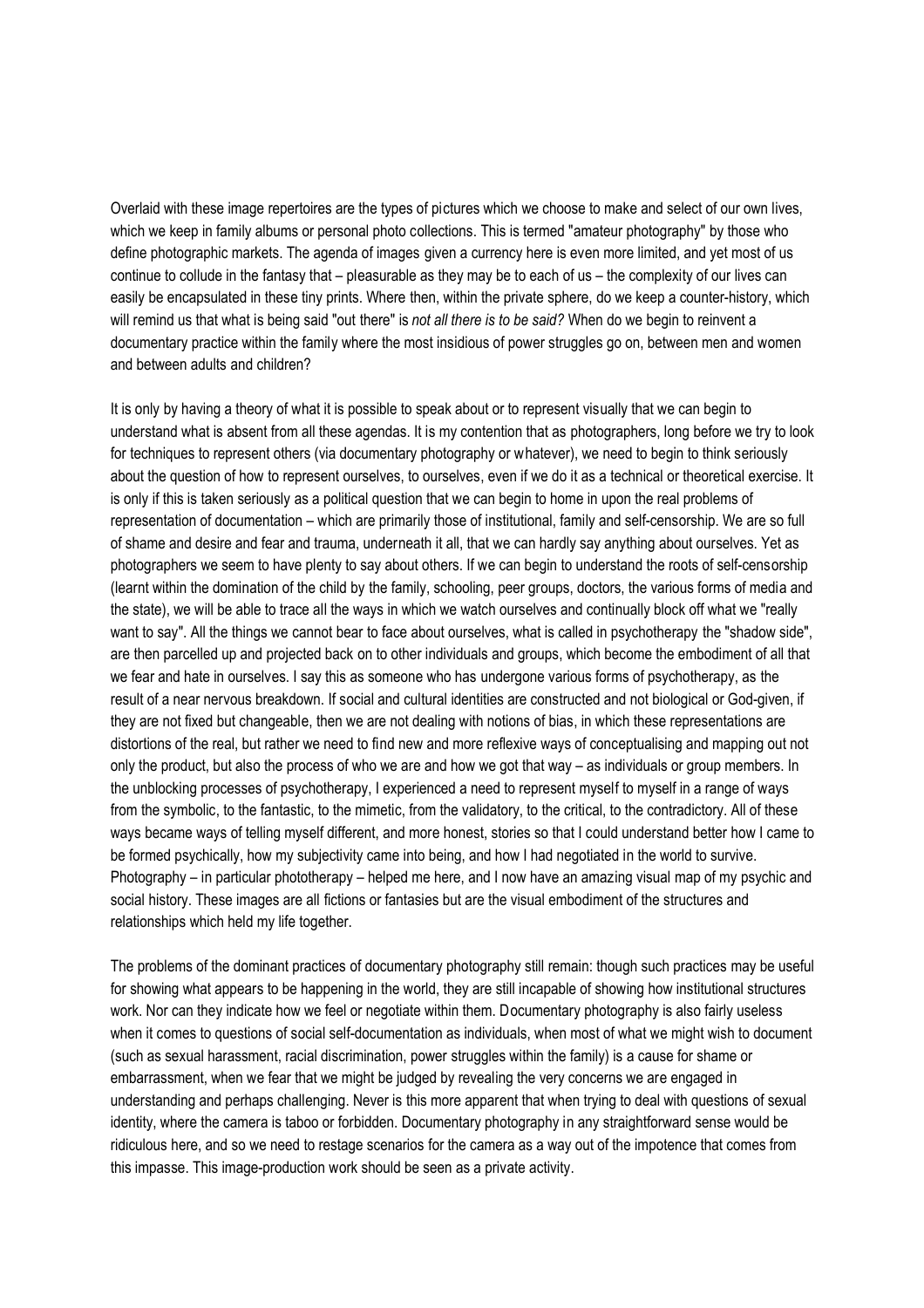Overlaid with these image repertoires are the types of pictures which we choose to make and select of our own lives, which we keep in family albums or personal photo collections. This is termed "amateur photography" by those who define photographic markets. The agenda of images given a currency here is even more limited, and yet most of us continue to collude in the fantasy that – pleasurable as they may be to each of us – the complexity of our lives can easily be encapsulated in these tiny prints. Where then, within the private sphere, do we keep a counter-history, which will remind us that what is being said "out there" is *not all there is to be said?* When do we begin to reinvent a documentary practice within the family where the most insidious of power struggles go on, between men and women and between adults and children?

It is only by having a theory of what it is possible to speak about or to represent visually that we can begin to understand what is absent from all these agendas. It is my contention that as photographers, long before we try to look for techniques to represent others (via documentary photography or whatever), we need to begin to think seriously about the question of how to represent ourselves, to ourselves, even if we do it as a technical or theoretical exercise. It is only if this is taken seriously as a political question that we can begin to home in upon the real problems of representation of documentation – which are primarily those of institutional, family and self-censorship. We are so full of shame and desire and fear and trauma, underneath it all, that we can hardly say anything about ourselves. Yet as photographers we seem to have plenty to say about others. If we can begin to understand the roots of self-censorship (learnt within the domination of the child by the family, schooling, peer groups, doctors, the various forms of media and the state), we will be able to trace all the ways in which we watch ourselves and continually block off what we "really want to say". All the things we cannot bear to face about ourselves, what is called in psychotherapy the "shadow side", are then parcelled up and projected back on to other individuals and groups, which become the embodiment of all that we fear and hate in ourselves. I say this as someone who has undergone various forms of psychotherapy, as the result of a near nervous breakdown. If social and cultural identities are constructed and not biological or God-given, if they are not fixed but changeable, then we are not dealing with notions of bias, in which these representations are distortions of the real, but rather we need to find new and more reflexive ways of conceptualising and mapping out not only the product, but also the process of who we are and how we got that way – as individuals or group members. In the unblocking processes of psychotherapy, I experienced a need to represent myself to myself in a range of ways from the symbolic, to the fantastic, to the mimetic, from the validatory, to the critical, to the contradictory. All of these ways became ways of telling myself different, and more honest, stories so that I could understand better how I came to be formed psychically, how my subjectivity came into being, and how I had negotiated in the world to survive. Photography – in particular phototherapy – helped me here, and I now have an amazing visual map of my psychic and social history. These images are all fictions or fantasies but are the visual embodiment of the structures and relationships which held my life together.

The problems of the dominant practices of documentary photography still remain: though such practices may be useful for showing what appears to be happening in the world, they are still incapable of showing how institutional structures work. Nor can they indicate how we feel or negotiate within them. Documentary photography is also fairly useless when it comes to questions of social self-documentation as individuals, when most of what we might wish to document (such as sexual harassment, racial discrimination, power struggles within the family) is a cause for shame or embarrassment, when we fear that we might be judged by revealing the very concerns we are engaged in understanding and perhaps challenging. Never is this more apparent that when trying to deal with questions of sexual identity, where the camera is taboo or forbidden. Documentary photography in any straightforward sense would be ridiculous here, and so we need to restage scenarios for the camera as a way out of the impotence that comes from this impasse. This image-production work should be seen as a private activity.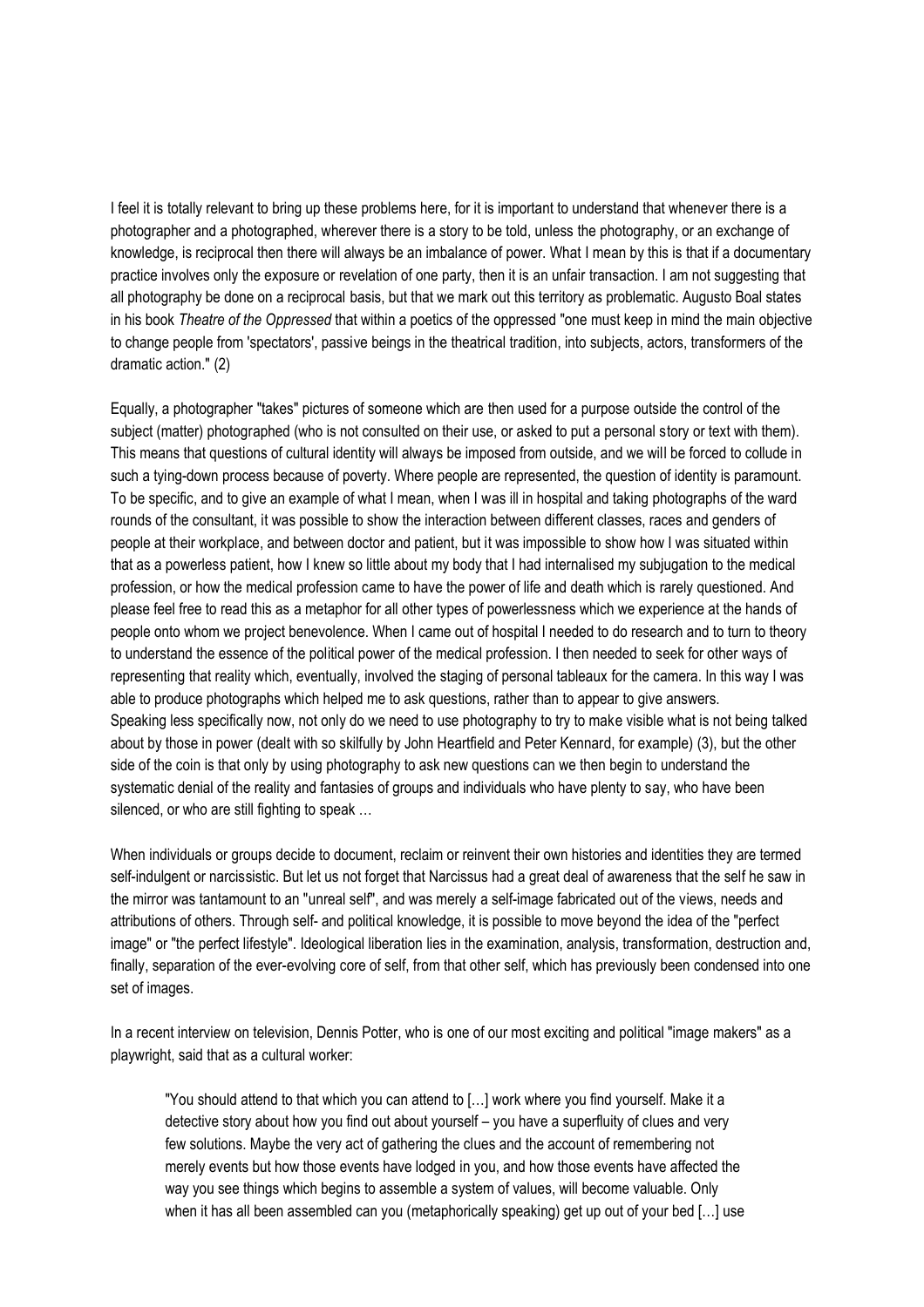I feel it is totally relevant to bring up these problems here, for it is important to understand that whenever there is a photographer and a photographed, wherever there is a story to be told, unless the photography, or an exchange of knowledge, is reciprocal then there will always be an imbalance of power. What I mean by this is that if a documentary practice involves only the exposure or revelation of one party, then it is an unfair transaction. I am not suggesting that all photography be done on a reciprocal basis, but that we mark out this territory as problematic. Augusto Boal states in his book *Theatre of the Oppressed* that within a poetics of the oppressed "one must keep in mind the main objective to change people from 'spectators', passive beings in the theatrical tradition, into subjects, actors, transformers of the dramatic action." (2)

Equally, a photographer "takes" pictures of someone which are then used for a purpose outside the control of the subject (matter) photographed (who is not consulted on their use, or asked to put a personal story or text with them). This means that questions of cultural identity will always be imposed from outside, and we will be forced to collude in such a tying-down process because of poverty. Where people are represented, the question of identity is paramount. To be specific, and to give an example of what I mean, when I was ill in hospital and taking photographs of the ward rounds of the consultant, it was possible to show the interaction between different classes, races and genders of people at their workplace, and between doctor and patient, but it was impossible to show how I was situated within that as a powerless patient, how I knew so little about my body that I had internalised my subjugation to the medical profession, or how the medical profession came to have the power of life and death which is rarely questioned. And please feel free to read this as a metaphor for all other types of powerlessness which we experience at the hands of people onto whom we project benevolence. When I came out of hospital I needed to do research and to turn to theory to understand the essence of the political power of the medical profession. I then needed to seek for other ways of representing that reality which, eventually, involved the staging of personal tableaux for the camera. In this way I was able to produce photographs which helped me to ask questions, rather than to appear to give answers.
Speaking less specifically now, not only do we need to use photography to try to make visible what is not being talked about by those in power (dealt with so skilfully by John Heartfield and Peter Kennard, for example) (3), but the other side of the coin is that only by using photography to ask new questions can we then begin to understand the systematic denial of the reality and fantasies of groups and individuals who have plenty to say, who have been silenced, or who are still fighting to speak …

When individuals or groups decide to document, reclaim or reinvent their own histories and identities they are termed self-indulgent or narcissistic. But let us not forget that Narcissus had a great deal of awareness that the self he saw in the mirror was tantamount to an "unreal self", and was merely a self-image fabricated out of the views, needs and attributions of others. Through self- and political knowledge, it is possible to move beyond the idea of the "perfect image" or "the perfect lifestyle". Ideological liberation lies in the examination, analysis, transformation, destruction and, finally, separation of the ever-evolving core of self, from that other self, which has previously been condensed into one set of images.

In a recent interview on television, Dennis Potter, who is one of our most exciting and political "image makers" as a playwright, said that as a cultural worker:

> "You should attend to that which you can attend to […] work where you find yourself. Make it a detective story about how you find out about yourself – you have a superfluity of clues and very few solutions. Maybe the very act of gathering the clues and the account of remembering not merely events but how those events have lodged in you, and how those events have affected the way you see things which begins to assemble a system of values, will become valuable. Only when it has all been assembled can you (metaphorically speaking) get up out of your bed […] use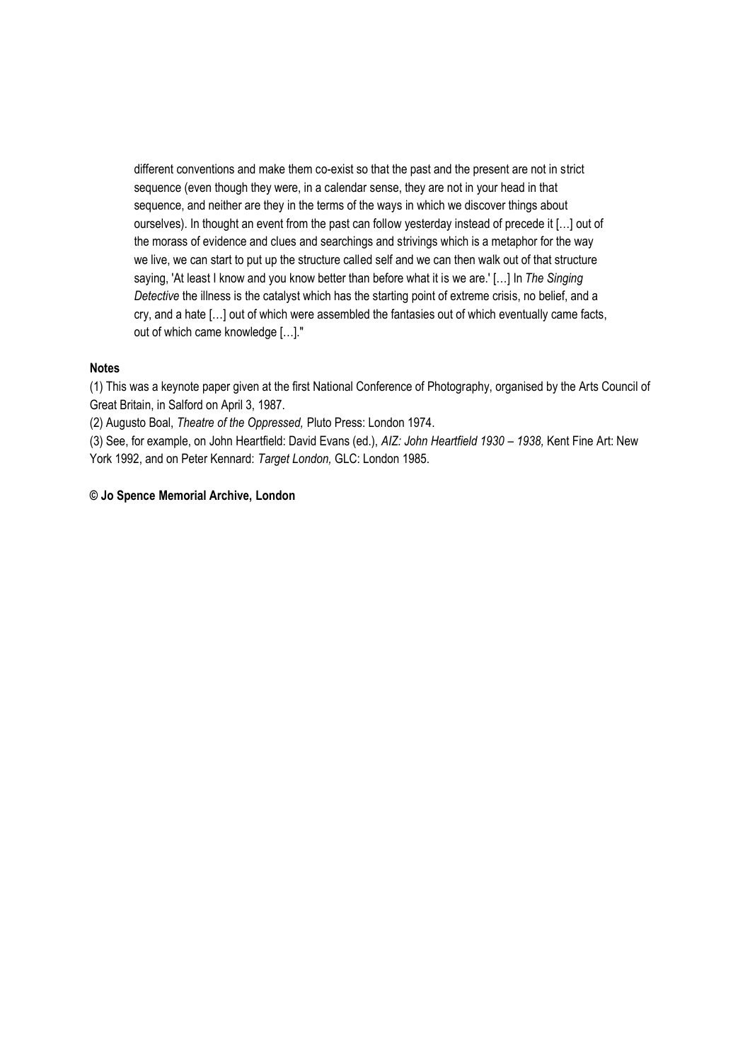> different conventions and make them co-exist so that the past and the present are not in strict sequence (even though they were, in a calendar sense, they are not in your head in that sequence, and neither are they in the terms of the ways in which we discover things about ourselves). In thought an event from the past can follow yesterday instead of precede it […] out of the morass of evidence and clues and searchings and strivings which is a metaphor for the way we live, we can start to put up the structure called self and we can then walk out of that structure saying, 'At least I know and you know better than before what it is we are.' […] In *The Singing Detective* the illness is the catalyst which has the starting point of extreme crisis, no belief, and a cry, and a hate […] out of which were assembled the fantasies out of which eventually came facts, out of which came knowledge […]."

**Notes**

(1) This was a keynote paper given at the first National Conference of Photography, organised by the Arts Council of Great Britain, in Salford on April 3, 1987.

(2) Augusto Boal, *Theatre of the Oppressed,* Pluto Press: London 1974.

(3) See, for example, on John Heartfield: David Evans (ed.), *AIZ: John Heartfield 1930 – 1938,* Kent Fine Art: New York 1992, and on Peter Kennard: *Target London,* GLC: London 1985.

**© Jo Spence Memorial Archive, London**